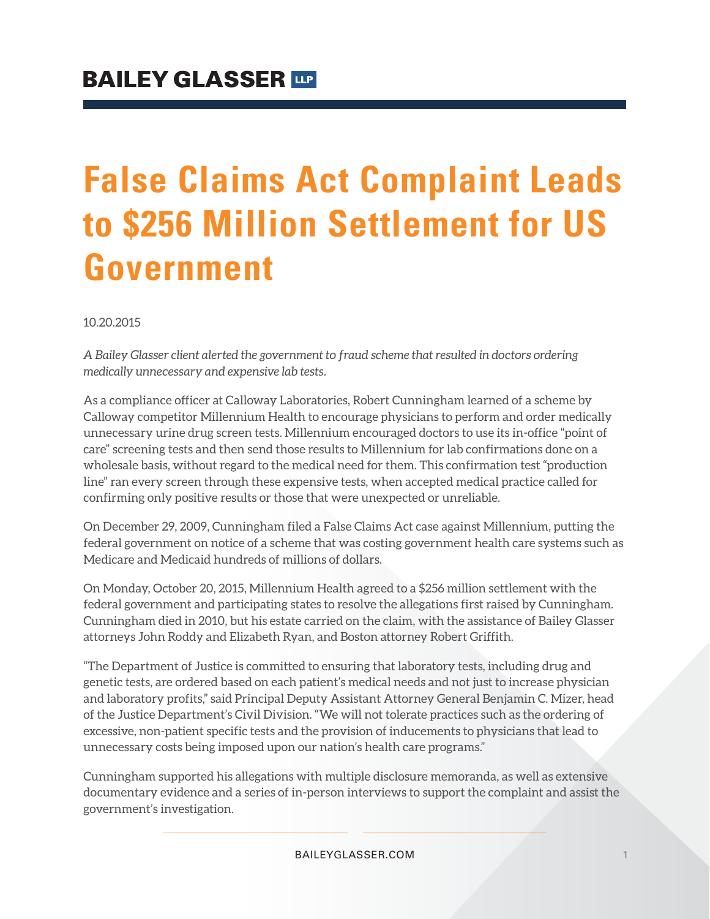# False Claims Act Complaint Leads to $256 Million Settlement for US Government

10.20.2015

*A Bailey Glasser client alerted the government to fraud scheme that resulted in doctors ordering medically unnecessary and expensive lab tests.*

As a compliance officer at Calloway Laboratories, Robert Cunningham learned of a scheme by Calloway competitor Millennium Health to encourage physicians to perform and order medically unnecessary urine drug screen tests. Millennium encouraged doctors to use its in-office "point of care" screening tests and then send those results to Millennium for lab confirmations done on a wholesale basis, without regard to the medical need for them. This confirmation test "production line" ran every screen through these expensive tests, when accepted medical practice called for confirming only positive results or those that were unexpected or unreliable.

On December 29, 2009, Cunningham filed a False Claims Act case against Millennium, putting the federal government on notice of a scheme that was costing government health care systems such as Medicare and Medicaid hundreds of millions of dollars.

On Monday, October 20, 2015, Millennium Health agreed to a $256 million settlement with the federal government and participating states to resolve the allegations first raised by Cunningham. Cunningham died in 2010, but his estate carried on the claim, with the assistance of Bailey Glasser attorneys John Roddy and Elizabeth Ryan, and Boston attorney Robert Griffith.

"The Department of Justice is committed to ensuring that laboratory tests, including drug and genetic tests, are ordered based on each patient's medical needs and not just to increase physician and laboratory profits," said Principal Deputy Assistant Attorney General Benjamin C. Mizer, head of the Justice Department's Civil Division. "We will not tolerate practices such as the ordering of excessive, non-patient specific tests and the provision of inducements to physicians that lead to unnecessary costs being imposed upon our nation's health care programs."

Cunningham supported his allegations with multiple disclosure memoranda, as well as extensive documentary evidence and a series of in-person interviews to support the complaint and assist the government's investigation.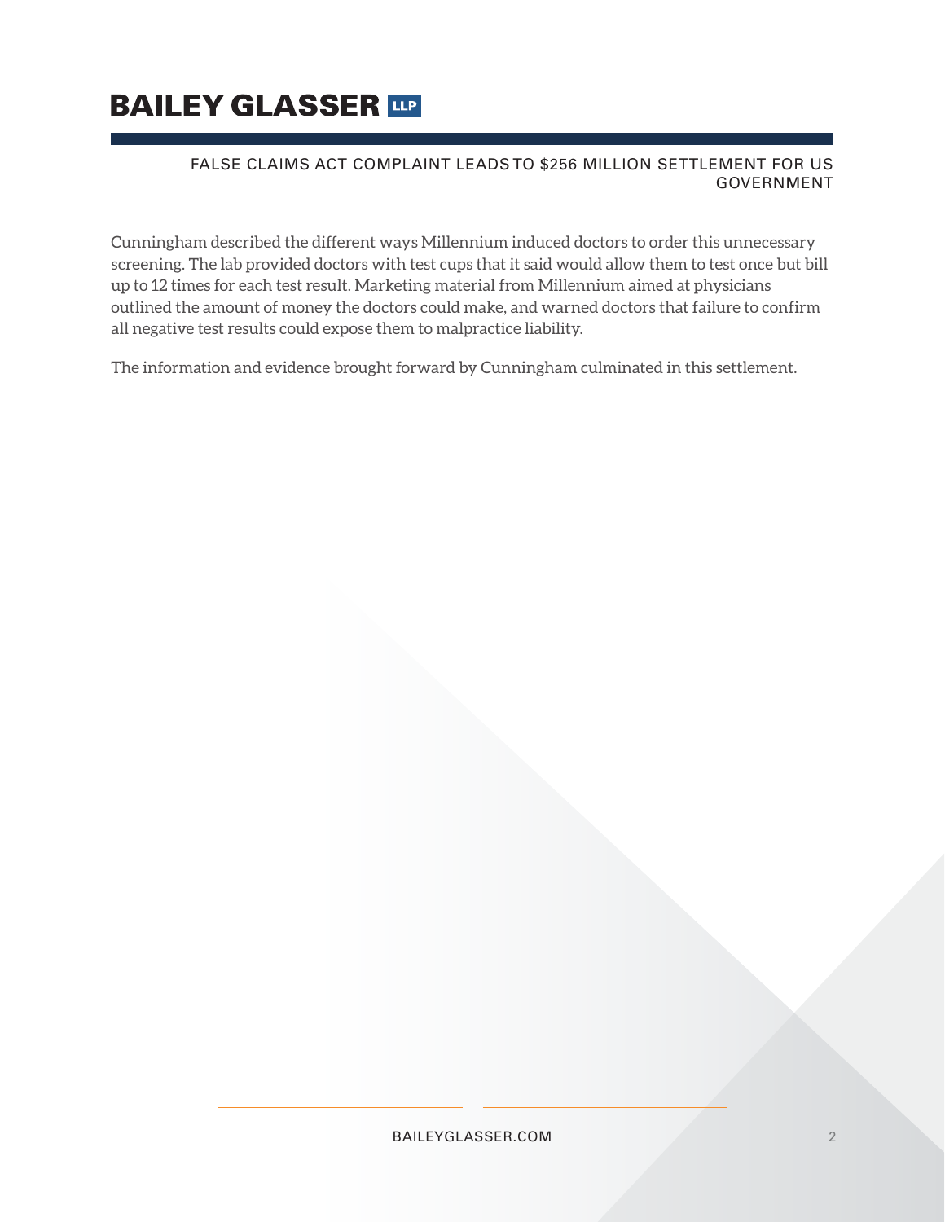Cunningham described the different ways Millennium induced doctors to order this unnecessary screening. The lab provided doctors with test cups that it said would allow them to test once but bill up to 12 times for each test result. Marketing material from Millennium aimed at physicians outlined the amount of money the doctors could make, and warned doctors that failure to confirm all negative test results could expose them to malpractice liability.

The information and evidence brought forward by Cunningham culminated in this settlement.